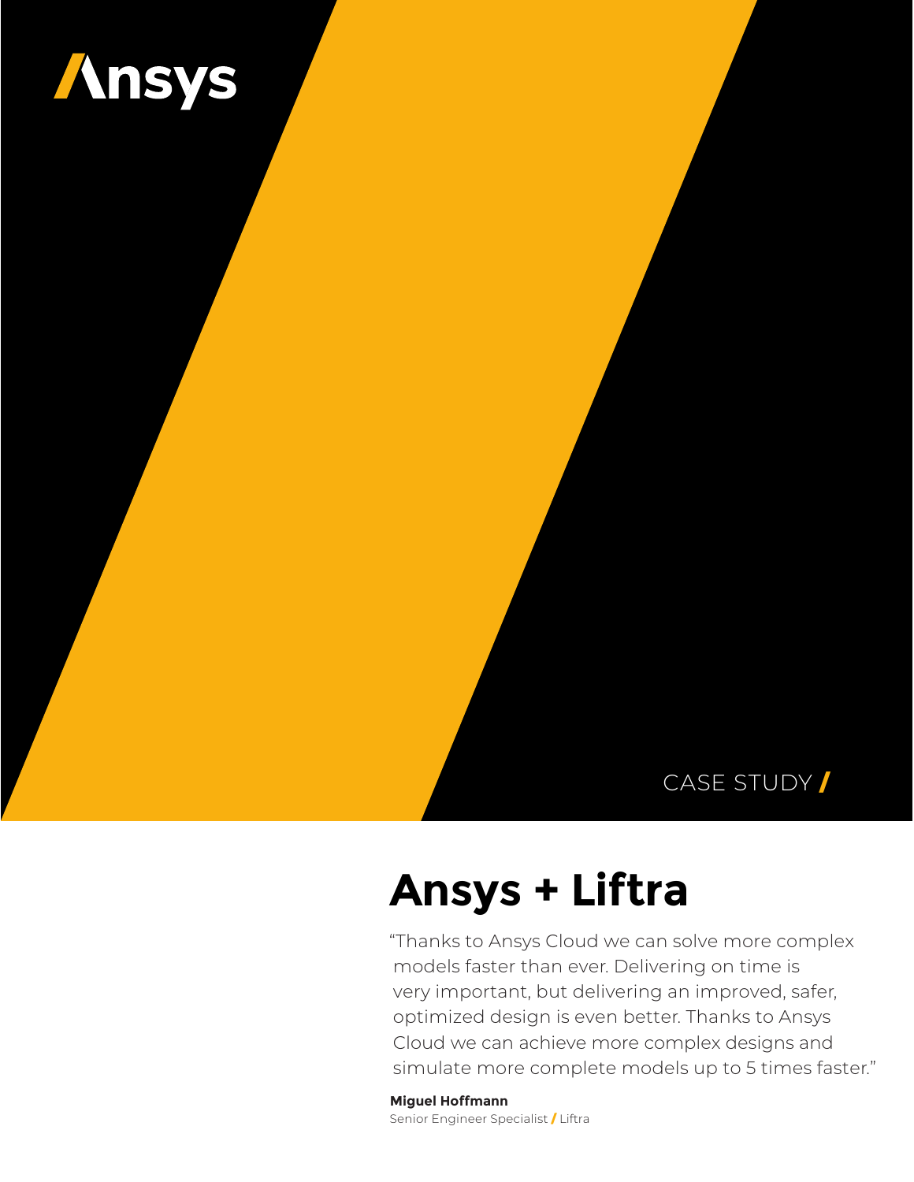Ansys

CASE STUDY /

# Ansys + Liftra

"Thanks to Ansys Cloud we can solve more complex models faster than ever. Delivering on time is very important, but delivering an improved, safer, optimized design is even better. Thanks to Ansys Cloud we can achieve more complex designs and simulate more complete models up to 5 times faster."

**Miguel Hoffmann**
Senior Engineer Specialist / Liftra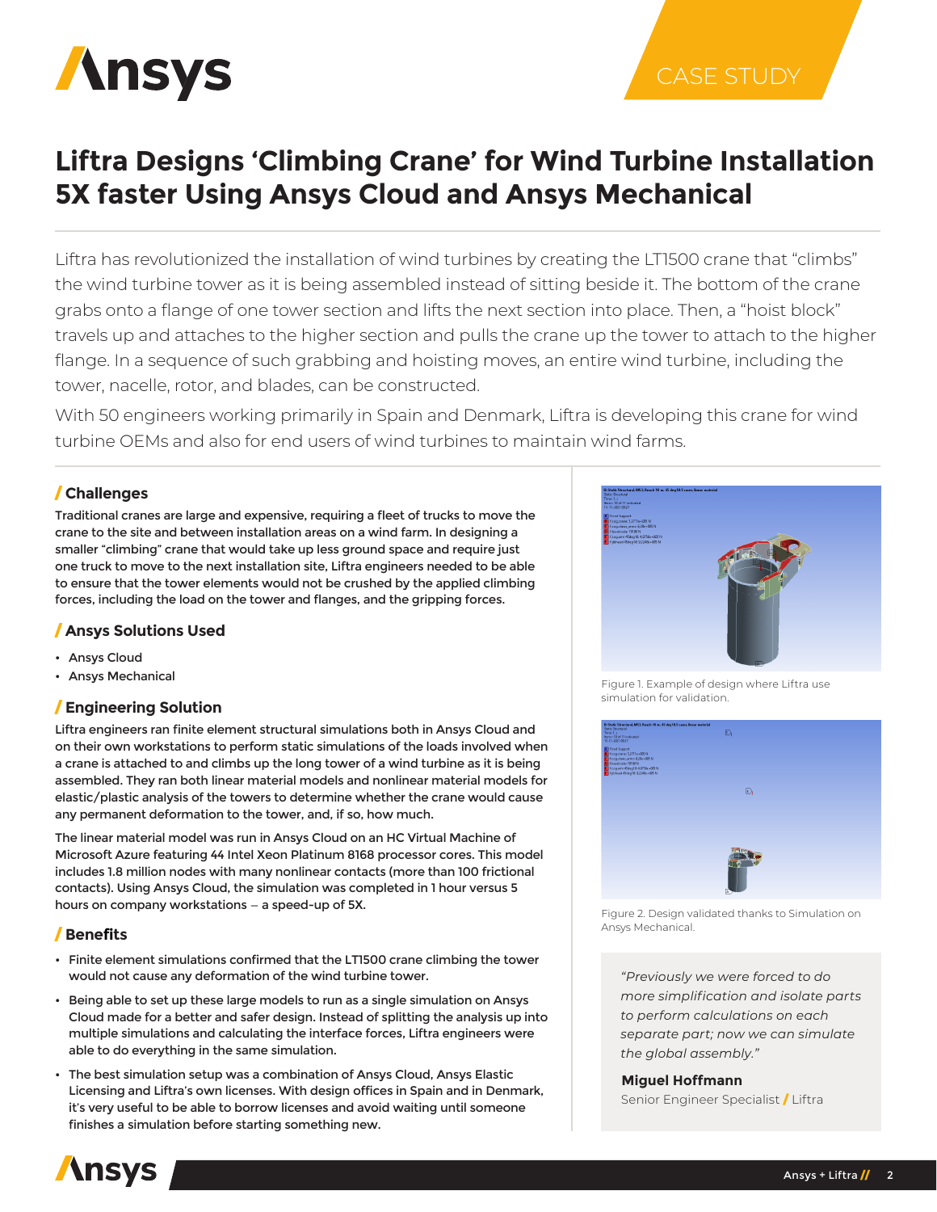CASE STUDY

# Liftra Designs 'Climbing Crane' for Wind Turbine Installation 5X faster Using Ansys Cloud and Ansys Mechanical

Liftra has revolutionized the installation of wind turbines by creating the LT1500 crane that "climbs" the wind turbine tower as it is being assembled instead of sitting beside it. The bottom of the crane grabs onto a flange of one tower section and lifts the next section into place. Then, a "hoist block" travels up and attaches to the higher section and pulls the crane up the tower to attach to the higher flange. In a sequence of such grabbing and hoisting moves, an entire wind turbine, including the tower, nacelle, rotor, and blades, can be constructed.

With 50 engineers working primarily in Spain and Denmark, Liftra is developing this crane for wind turbine OEMs and also for end users of wind turbines to maintain wind farms.

## / Challenges

Traditional cranes are large and expensive, requiring a fleet of trucks to move the crane to the site and between installation areas on a wind farm. In designing a smaller "climbing" crane that would take up less ground space and require just one truck to move to the next installation site, Liftra engineers needed to be able to ensure that the tower elements would not be crushed by the applied climbing forces, including the load on the tower and flanges, and the gripping forces.

## / Ansys Solutions Used

- Ansys Cloud
- Ansys Mechanical

## / Engineering Solution

Liftra engineers ran finite element structural simulations both in Ansys Cloud and on their own workstations to perform static simulations of the loads involved when a crane is attached to and climbs up the long tower of a wind turbine as it is being assembled. They ran both linear material models and nonlinear material models for elastic/plastic analysis of the towers to determine whether the crane would cause any permanent deformation to the tower, and, if so, how much.

The linear material model was run in Ansys Cloud on an HC Virtual Machine of Microsoft Azure featuring 44 Intel Xeon Platinum 8168 processor cores. This model includes 1.8 million nodes with many nonlinear contacts (more than 100 frictional contacts). Using Ansys Cloud, the simulation was completed in 1 hour versus 5 hours on company workstations – a speed-up of 5X.

## / Benefits

- Finite element simulations confirmed that the LT1500 crane climbing the tower would not cause any deformation of the wind turbine tower.
- Being able to set up these large models to run as a single simulation on Ansys Cloud made for a better and safer design. Instead of splitting the analysis up into multiple simulations and calculating the interface forces, Liftra engineers were able to do everything in the same simulation.
- The best simulation setup was a combination of Ansys Cloud, Ansys Elastic Licensing and Liftra's own licenses. With design offices in Spain and in Denmark, it's very useful to be able to borrow licenses and avoid waiting until someone finishes a simulation before starting something new.

Figure 1. Example of design where Liftra use simulation for validation.

Figure 2. Design validated thanks to Simulation on Ansys Mechanical.

> *"Previously we were forced to do more simplification and isolate parts to perform calculations on each separate part; now we can simulate the global assembly."*
>
> **Miguel Hoffmann**
> Senior Engineer Specialist / Liftra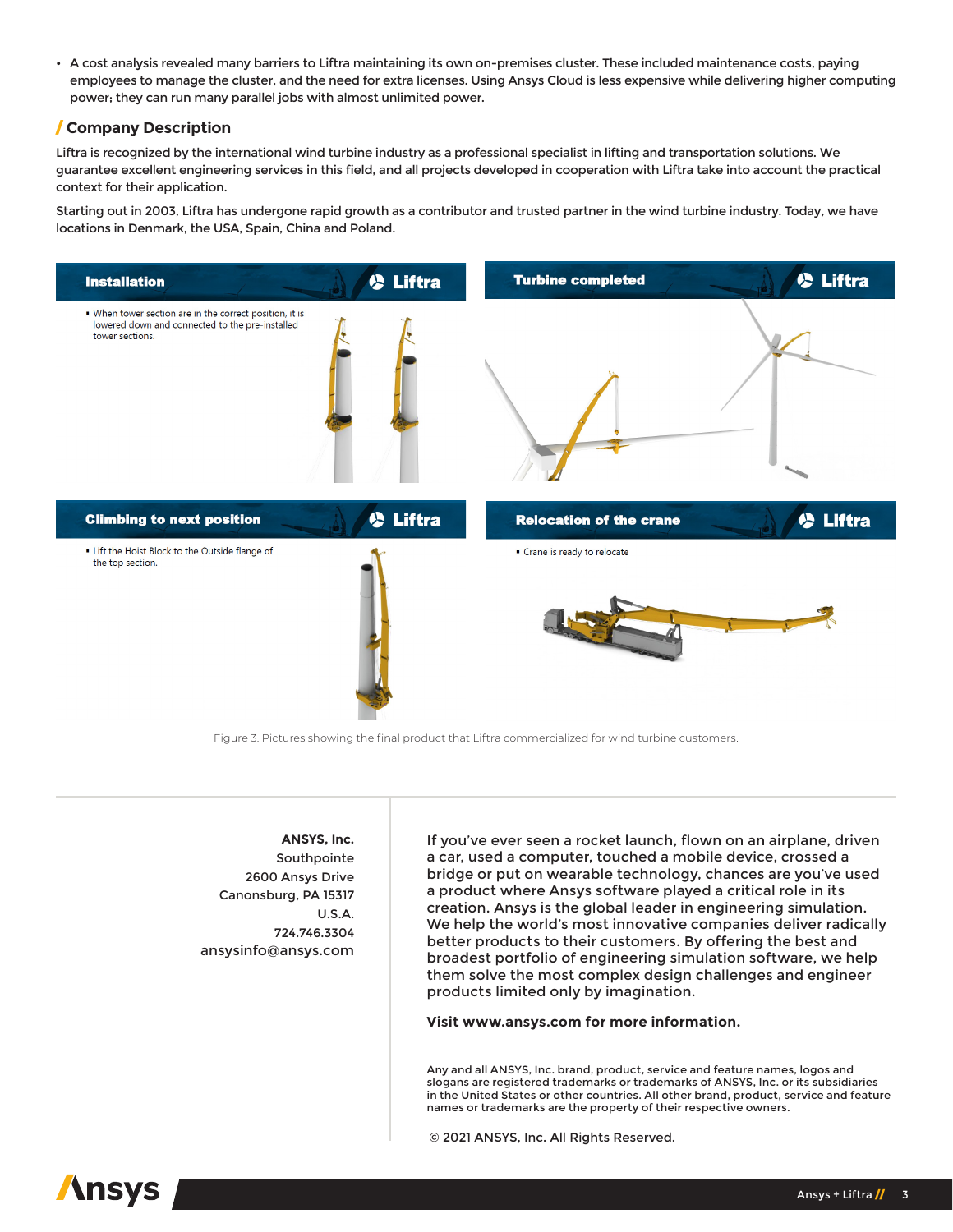- A cost analysis revealed many barriers to Liftra maintaining its own on-premises cluster. These included maintenance costs, paying employees to manage the cluster, and the need for extra licenses. Using Ansys Cloud is less expensive while delivering higher computing power; they can run many parallel jobs with almost unlimited power.

## / Company Description

Liftra is recognized by the international wind turbine industry as a professional specialist in lifting and transportation solutions. We guarantee excellent engineering services in this field, and all projects developed in cooperation with Liftra take into account the practical context for their application.

Starting out in 2003, Liftra has undergone rapid growth as a contributor and trusted partner in the wind turbine industry. Today, we have locations in Denmark, the USA, Spain, China and Poland.

Installation

- When tower section are in the correct position, it is lowered down and connected to the pre-installed tower sections.

Turbine completed

Climbing to next position

- Lift the Hoist Block to the Outside flange of the top section.

Relocation of the crane

- Crane is ready to relocate

Figure 3. Pictures showing the final product that Liftra commercialized for wind turbine customers.

**ANSYS, Inc.**
Southpointe
2600 Ansys Drive
Canonsburg, PA 15317
U.S.A.
724.746.3304
ansysinfo@ansys.com

If you've ever seen a rocket launch, flown on an airplane, driven a car, used a computer, touched a mobile device, crossed a bridge or put on wearable technology, chances are you've used a product where Ansys software played a critical role in its creation. Ansys is the global leader in engineering simulation. We help the world's most innovative companies deliver radically better products to their customers. By offering the best and broadest portfolio of engineering simulation software, we help them solve the most complex design challenges and engineer products limited only by imagination.

**Visit www.ansys.com for more information.**

Any and all ANSYS, Inc. brand, product, service and feature names, logos and slogans are registered trademarks or trademarks of ANSYS, Inc. or its subsidiaries in the United States or other countries. All other brand, product, service and feature names or trademarks are the property of their respective owners.

© 2021 ANSYS, Inc. All Rights Reserved.